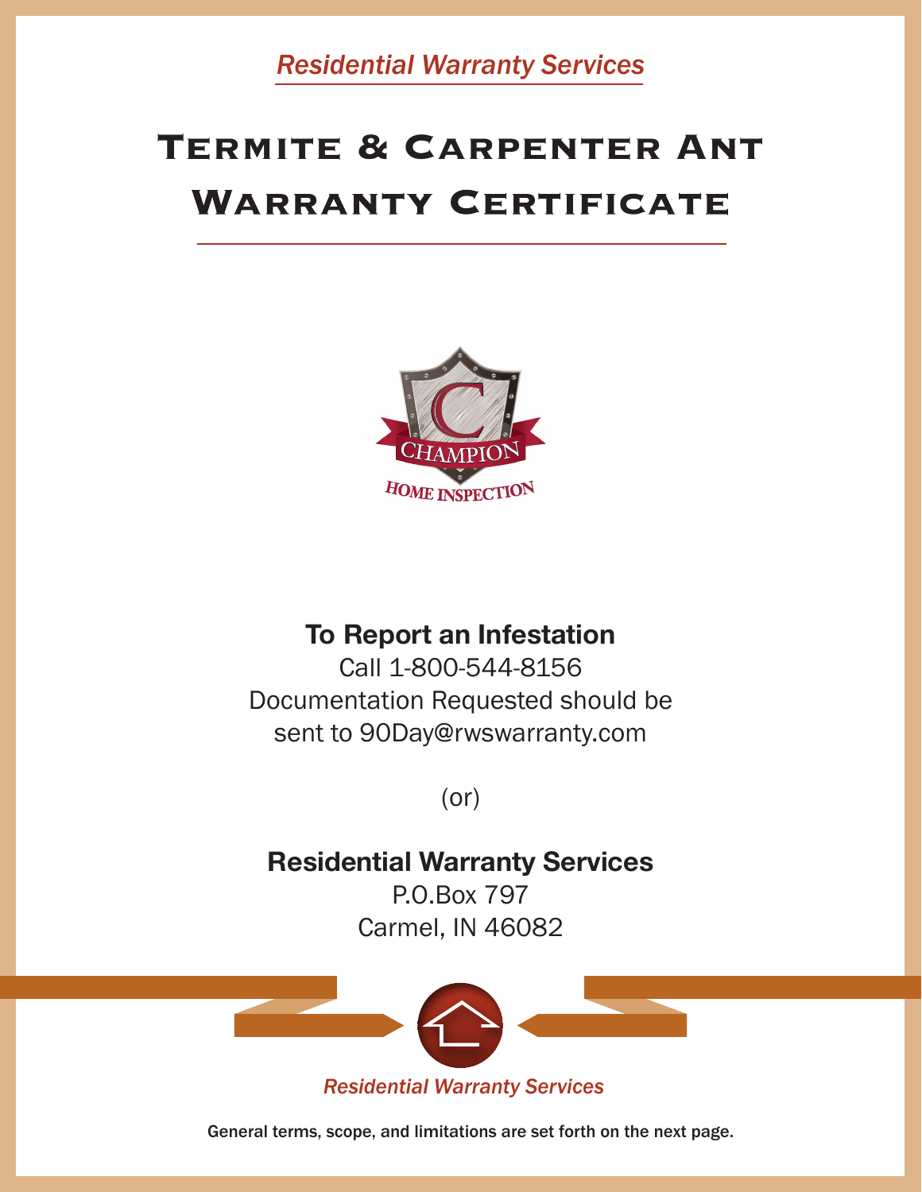*Residential Warranty Services*

# Termite & Carpenter Ant Warranty Certificate

CHAMPION

HOME INSPECTION

**To Report an Infestation**

Call 1-800-544-8156

Documentation Requested should be sent to 90Day@rwswarranty.com

(or)

**Residential Warranty Services**

P.O.Box 797

Carmel, IN 46082

*Residential Warranty Services*

General terms, scope, and limitations are set forth on the next page.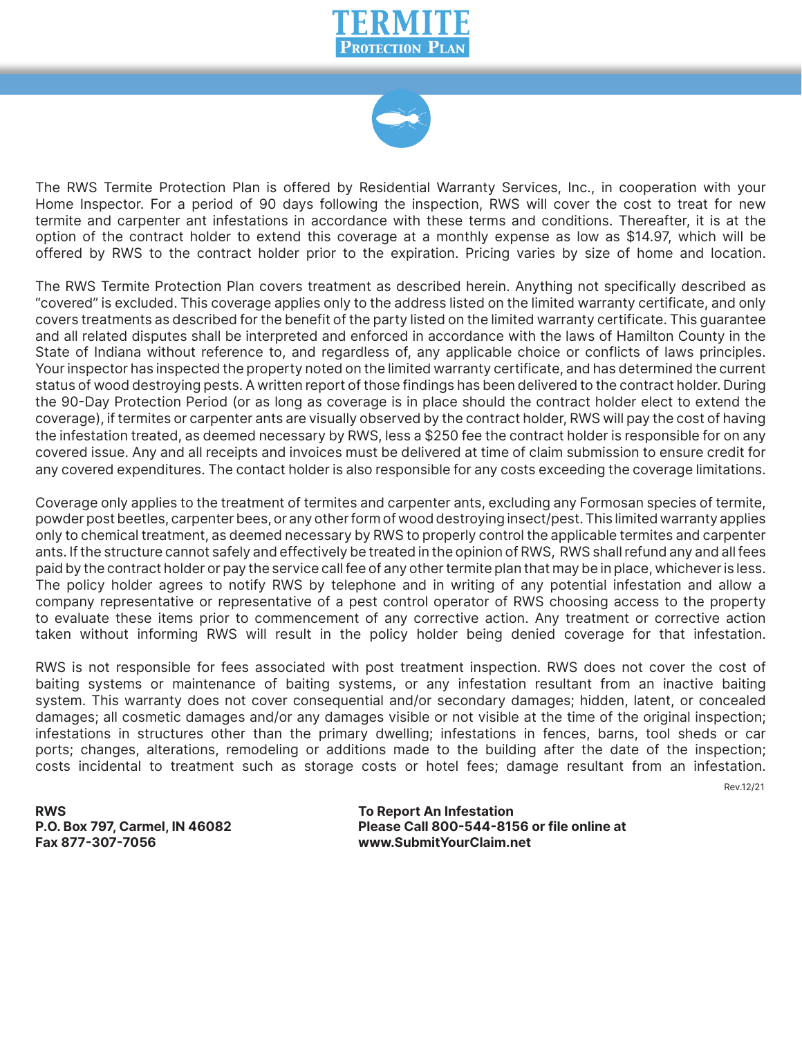# TERMITE
## PROTECTION PLAN

The RWS Termite Protection Plan is offered by Residential Warranty Services, Inc., in cooperation with your Home Inspector. For a period of 90 days following the inspection, RWS will cover the cost to treat for new termite and carpenter ant infestations in accordance with these terms and conditions. Thereafter, it is at the option of the contract holder to extend this coverage at a monthly expense as low as $14.97, which will be offered by RWS to the contract holder prior to the expiration. Pricing varies by size of home and location.

The RWS Termite Protection Plan covers treatment as described herein. Anything not specifically described as "covered" is excluded. This coverage applies only to the address listed on the limited warranty certificate, and only covers treatments as described for the benefit of the party listed on the limited warranty certificate. This guarantee and all related disputes shall be interpreted and enforced in accordance with the laws of Hamilton County in the State of Indiana without reference to, and regardless of, any applicable choice or conflicts of laws principles. Your inspector has inspected the property noted on the limited warranty certificate, and has determined the current status of wood destroying pests. A written report of those findings has been delivered to the contract holder. During the 90-Day Protection Period (or as long as coverage is in place should the contract holder elect to extend the coverage), if termites or carpenter ants are visually observed by the contract holder, RWS will pay the cost of having the infestation treated, as deemed necessary by RWS, less a $250 fee the contract holder is responsible for on any covered issue. Any and all receipts and invoices must be delivered at time of claim submission to ensure credit for any covered expenditures. The contact holder is also responsible for any costs exceeding the coverage limitations.

Coverage only applies to the treatment of termites and carpenter ants, excluding any Formosan species of termite, powder post beetles, carpenter bees, or any other form of wood destroying insect/pest. This limited warranty applies only to chemical treatment, as deemed necessary by RWS to properly control the applicable termites and carpenter ants. If the structure cannot safely and effectively be treated in the opinion of RWS, RWS shall refund any and all fees paid by the contract holder or pay the service call fee of any other termite plan that may be in place, whichever is less. The policy holder agrees to notify RWS by telephone and in writing of any potential infestation and allow a company representative or representative of a pest control operator of RWS choosing access to the property to evaluate these items prior to commencement of any corrective action. Any treatment or corrective action taken without informing RWS will result in the policy holder being denied coverage for that infestation.

RWS is not responsible for fees associated with post treatment inspection. RWS does not cover the cost of baiting systems or maintenance of baiting systems, or any infestation resultant from an inactive baiting system. This warranty does not cover consequential and/or secondary damages; hidden, latent, or concealed damages; all cosmetic damages and/or any damages visible or not visible at the time of the original inspection; infestations in structures other than the primary dwelling; infestations in fences, barns, tool sheds or car ports; changes, alterations, remodeling or additions made to the building after the date of the inspection; costs incidental to treatment such as storage costs or hotel fees; damage resultant from an infestation.

Rev.12/21

**RWS**
**P.O. Box 797, Carmel, IN 46082**
**Fax 877-307-7056**

**To Report An Infestation**
**Please Call 800-544-8156 or file online at**
**www.SubmitYourClaim.net**